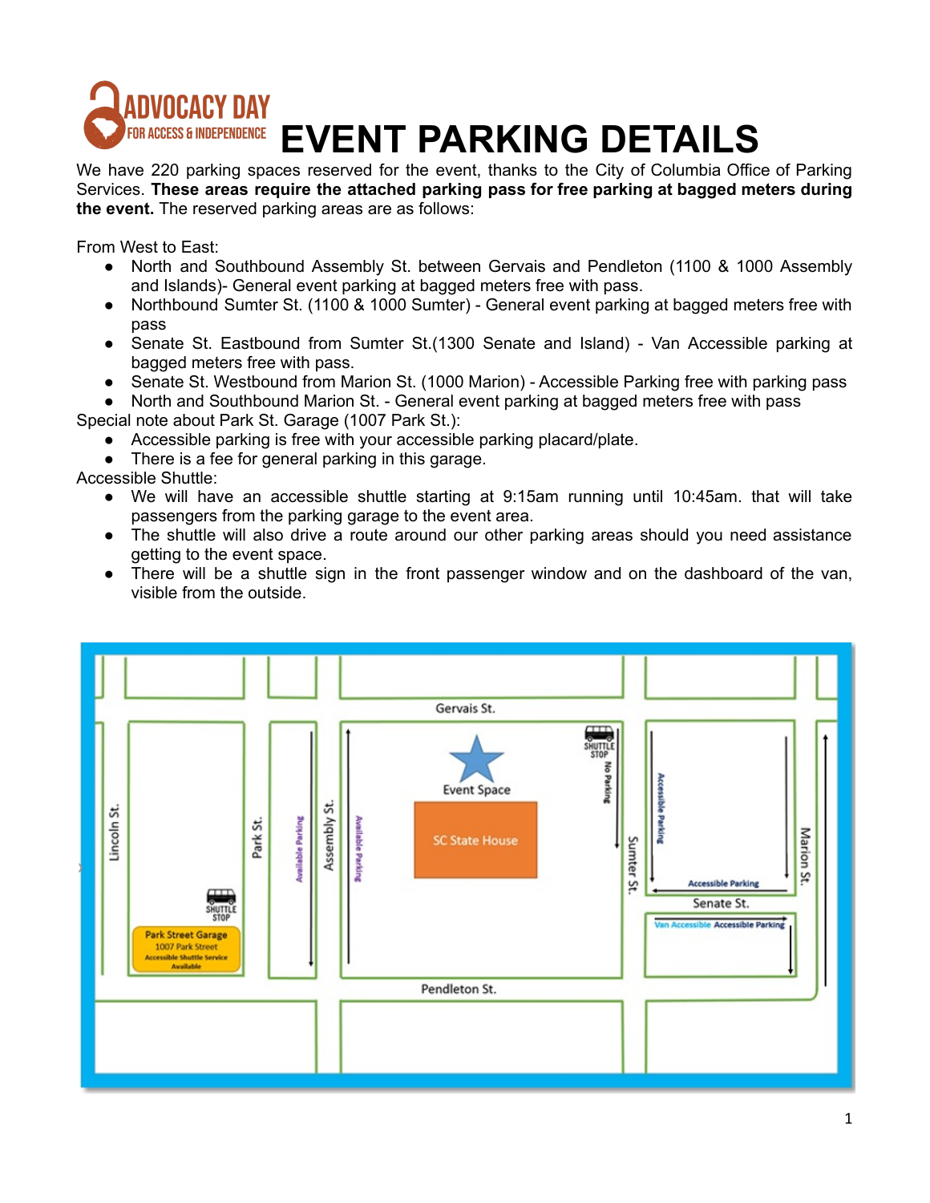# EVENT PARKING DETAILS

We have 220 parking spaces reserved for the event, thanks to the City of Columbia Office of Parking Services. **These areas require the attached parking pass for free parking at bagged meters during the event.** The reserved parking areas are as follows:

From West to East:

- North and Southbound Assembly St. between Gervais and Pendleton (1100 & 1000 Assembly and Islands)- General event parking at bagged meters free with pass.
- Northbound Sumter St. (1100 & 1000 Sumter) - General event parking at bagged meters free with pass
- Senate St. Eastbound from Sumter St.(1300 Senate and Island) - Van Accessible parking at bagged meters free with pass.
- Senate St. Westbound from Marion St. (1000 Marion) - Accessible Parking free with parking pass
- North and Southbound Marion St. - General event parking at bagged meters free with pass

Special note about Park St. Garage (1007 Park St.):

- Accessible parking is free with your accessible parking placard/plate.
- There is a fee for general parking in this garage.

Accessible Shuttle:

- We will have an accessible shuttle starting at 9:15am running until 10:45am. that will take passengers from the parking garage to the event area.
- The shuttle will also drive a route around our other parking areas should you need assistance getting to the event space.
- There will be a shuttle sign in the front passenger window and on the dashboard of the van, visible from the outside.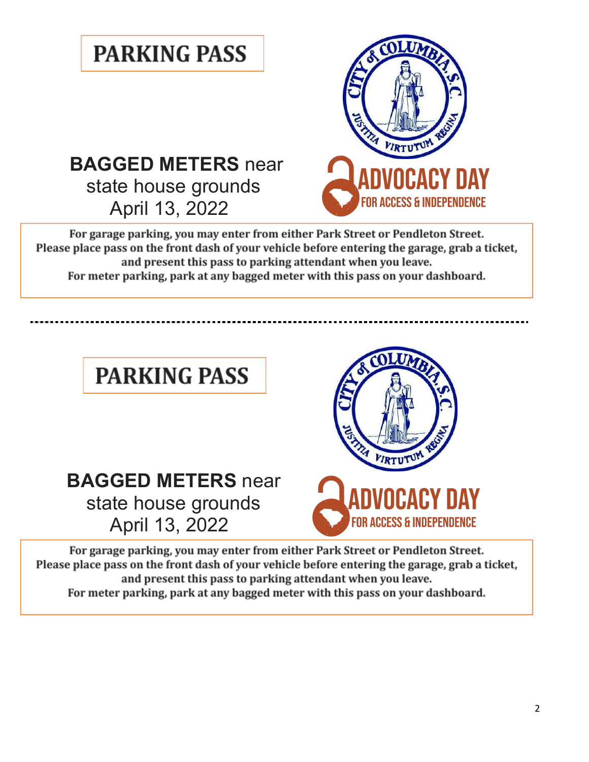# PARKING PASS

**BAGGED METERS** near
state house grounds
April 13, 2022

CITY of COLUMBIA, S.C.
JUSTITIA VIRTUTUM REGINA

ADVOCACY DAY
FOR ACCESS & INDEPENDENCE

**For garage parking, you may enter from either Park Street or Pendleton Street.**
**Please place pass on the front dash of your vehicle before entering the garage, grab a ticket, and present this pass to parking attendant when you leave.**
**For meter parking, park at any bagged meter with this pass on your dashboard.**

---

# PARKING PASS

**BAGGED METERS** near
state house grounds
April 13, 2022

CITY of COLUMBIA, S.C.
JUSTITIA VIRTUTUM REGINA

ADVOCACY DAY
FOR ACCESS & INDEPENDENCE

**For garage parking, you may enter from either Park Street or Pendleton Street.**
**Please place pass on the front dash of your vehicle before entering the garage, grab a ticket, and present this pass to parking attendant when you leave.**
**For meter parking, park at any bagged meter with this pass on your dashboard.**